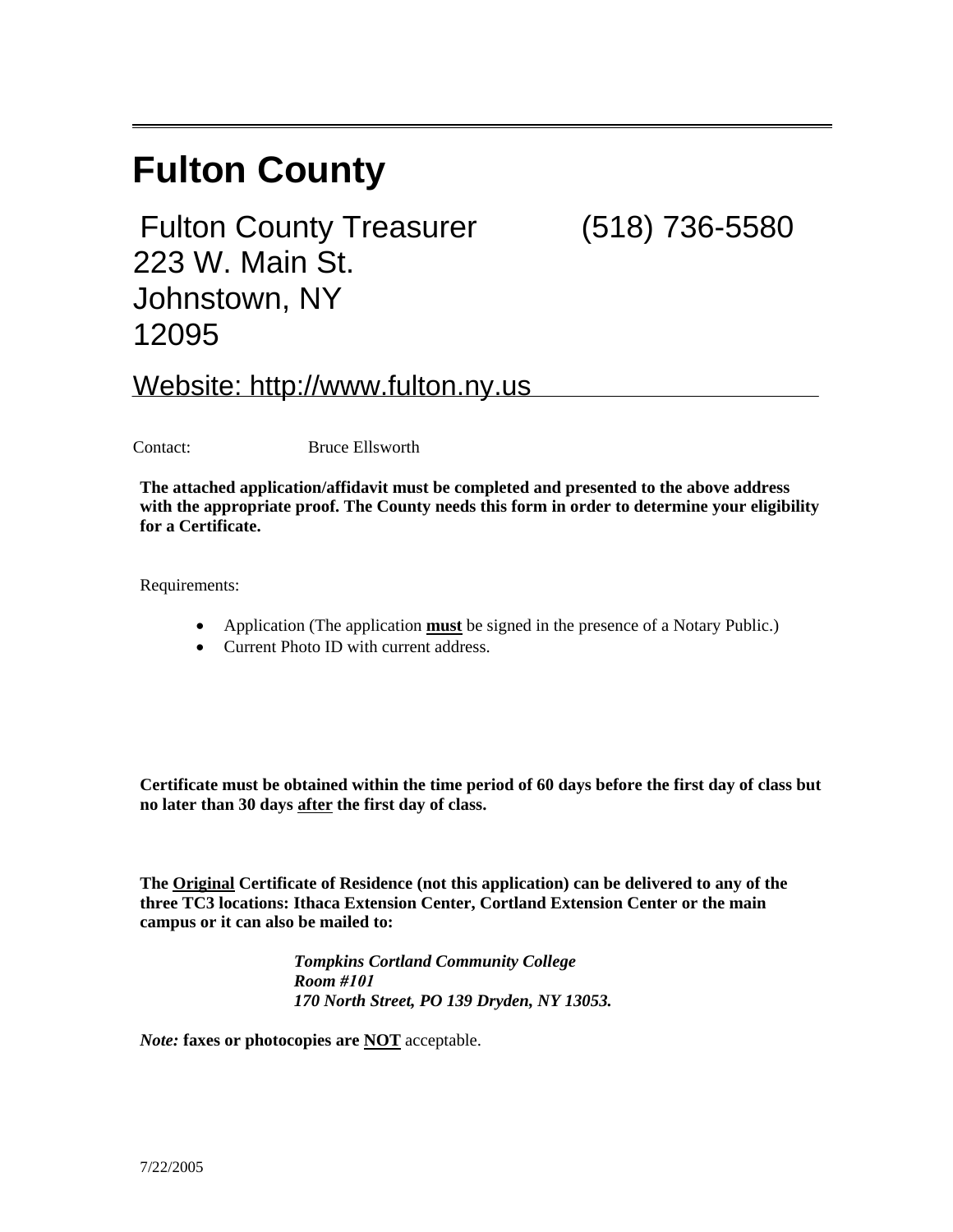# Fulton County

Fulton County Treasurer (518) 736-5580
223 W. Main St.
Johnstown, NY
12095

Website: http://www.fulton.ny.us

Contact: Bruce Ellsworth

**The attached application/affidavit must be completed and presented to the above address with the appropriate proof. The County needs this form in order to determine your eligibility for a Certificate.**

Requirements:

- Application (The application **must** be signed in the presence of a Notary Public.)
- Current Photo ID with current address.

**Certificate must be obtained within the time period of 60 days before the first day of class but no later than 30 days after the first day of class.**

**The Original Certificate of Residence (not this application) can be delivered to any of the three TC3 locations: Ithaca Extension Center, Cortland Extension Center or the main campus or it can also be mailed to:**

***Tompkins Cortland Community College***
***Room #101***
***170 North Street, PO 139 Dryden, NY 13053.***

*Note:* **faxes or photocopies are NOT** acceptable.

7/22/2005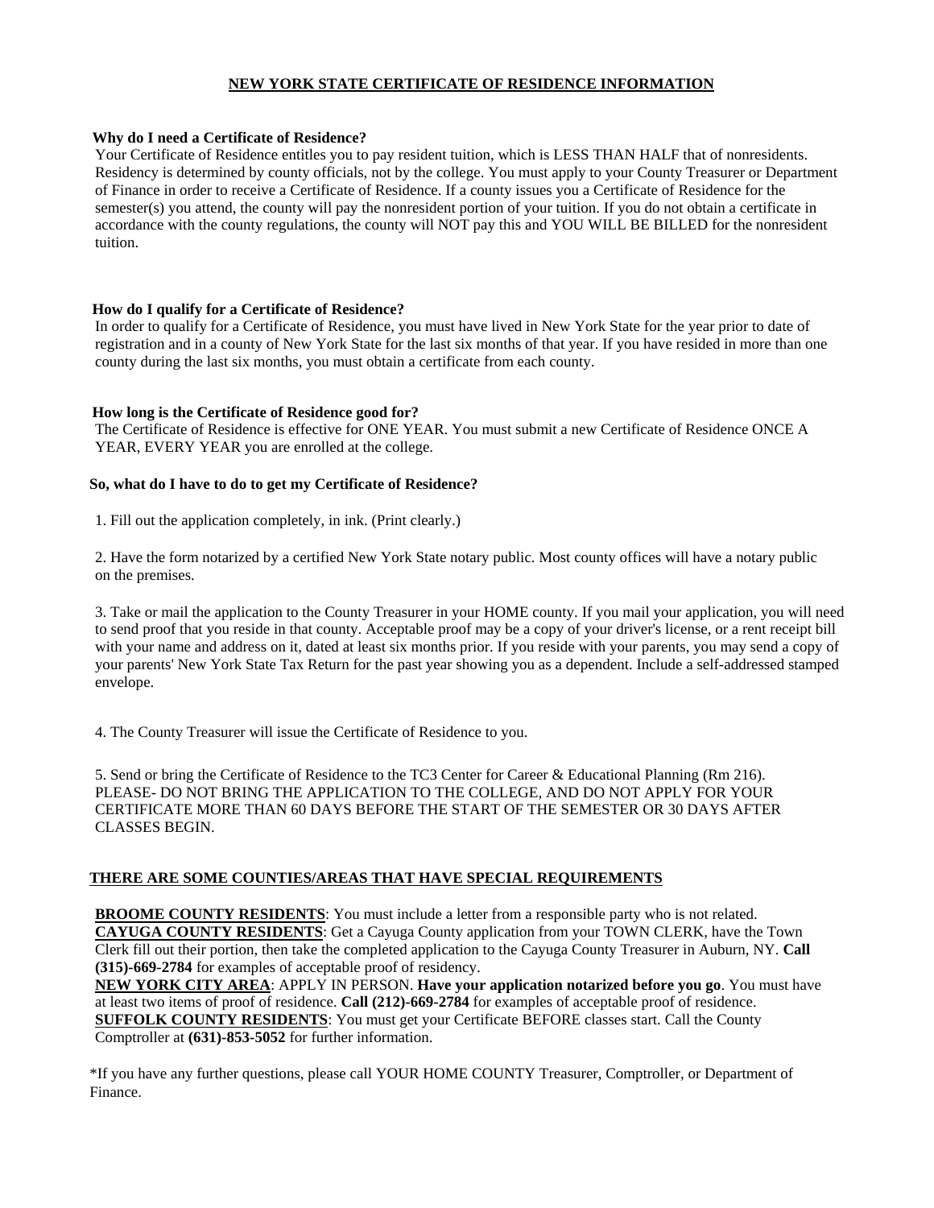# NEW YORK STATE CERTIFICATE OF RESIDENCE INFORMATION

**Why do I need a Certificate of Residence?**

Your Certificate of Residence entitles you to pay resident tuition, which is LESS THAN HALF that of nonresidents. Residency is determined by county officials, not by the college. You must apply to your County Treasurer or Department of Finance in order to receive a Certificate of Residence. If a county issues you a Certificate of Residence for the semester(s) you attend, the county will pay the nonresident portion of your tuition. If you do not obtain a certificate in accordance with the county regulations, the county will NOT pay this and YOU WILL BE BILLED for the nonresident tuition.

**How do I qualify for a Certificate of Residence?**

In order to qualify for a Certificate of Residence, you must have lived in New York State for the year prior to date of registration and in a county of New York State for the last six months of that year. If you have resided in more than one county during the last six months, you must obtain a certificate from each county.

**How long is the Certificate of Residence good for?**

The Certificate of Residence is effective for ONE YEAR. You must submit a new Certificate of Residence ONCE A YEAR, EVERY YEAR you are enrolled at the college.

**So, what do I have to do to get my Certificate of Residence?**

1. Fill out the application completely, in ink. (Print clearly.)

2. Have the form notarized by a certified New York State notary public. Most county offices will have a notary public on the premises.

3. Take or mail the application to the County Treasurer in your HOME county. If you mail your application, you will need to send proof that you reside in that county. Acceptable proof may be a copy of your driver's license, or a rent receipt bill with your name and address on it, dated at least six months prior. If you reside with your parents, you may send a copy of your parents' New York State Tax Return for the past year showing you as a dependent. Include a self-addressed stamped envelope.

4. The County Treasurer will issue the Certificate of Residence to you.

5. Send or bring the Certificate of Residence to the TC3 Center for Career & Educational Planning (Rm 216). PLEASE- DO NOT BRING THE APPLICATION TO THE COLLEGE, AND DO NOT APPLY FOR YOUR CERTIFICATE MORE THAN 60 DAYS BEFORE THE START OF THE SEMESTER OR 30 DAYS AFTER CLASSES BEGIN.

**THERE ARE SOME COUNTIES/AREAS THAT HAVE SPECIAL REQUIREMENTS**

**BROOME COUNTY RESIDENTS**: You must include a letter from a responsible party who is not related.
**CAYUGA COUNTY RESIDENTS**: Get a Cayuga County application from your TOWN CLERK, have the Town Clerk fill out their portion, then take the completed application to the Cayuga County Treasurer in Auburn, NY. **Call (315)-669-2784** for examples of acceptable proof of residency.
**NEW YORK CITY AREA**: APPLY IN PERSON. **Have your application notarized before you go**. You must have at least two items of proof of residence. **Call (212)-669-2784** for examples of acceptable proof of residence.
**SUFFOLK COUNTY RESIDENTS**: You must get your Certificate BEFORE classes start. Call the County Comptroller at **(631)-853-5052** for further information.

*If you have any further questions, please call YOUR HOME COUNTY Treasurer, Comptroller, or Department of Finance.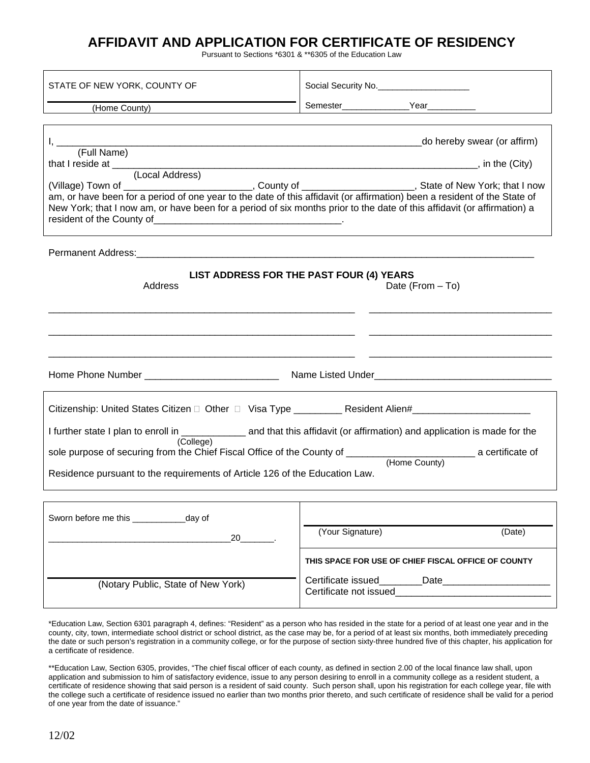# AFFIDAVIT AND APPLICATION FOR CERTIFICATE OF RESIDENCY

Pursuant to Sections *6301 & **6305 of the Education Law

| | |
|---|---|
| STATE OF NEW YORK, COUNTY OF ______________________ (Home County) | Social Security No.___________________ <br> Semester_____________Year_________ |

I, ______________________________________________________________________do hereby swear (or affirm)
(Full Name)
that I reside at _________________________________________________________________________, in the (City)
(Local Address)
(Village) Town of ________________________, County of ____________________, State of New York; that I now am, or have been for a period of one year to the date of this affidavit (or affirmation) been a resident of the State of New York; that I now am, or have been for a period of six months prior to the date of this affidavit (or affirmation) a resident of the County of___________________________________.

Permanent Address:___________________________________________________________________________

**LIST ADDRESS FOR THE PAST FOUR (4) YEARS**

| Address | Date (From – To) |
|---|---|
| ___________________________________________ | _________________________ |
| ___________________________________________ | _________________________ |
| ___________________________________________ | _________________________ |

Home Phone Number _________________________ Name Listed Under________________________________

Citizenship: United States Citizen ☐ Other ☐ Visa Type _________ Resident Alien#_____________________

I further state I plan to enroll in ____________ and that this affidavit (or affirmation) and application is made for the
(College)
sole purpose of securing from the Chief Fiscal Office of the County of ________________________ a certificate of
(Home County)
Residence pursuant to the requirements of Article 126 of the Education Law.

| | |
|---|---|
| Sworn before me this ___________day of <br> ____________________________________20_______. | ____________________________________ <br> (Your Signature) (Date) |
| ____________________________________ <br> (Notary Public, State of New York) | **THIS SPACE FOR USE OF CHIEF FISCAL OFFICE OF COUNTY** <br> Certificate issued________Date____________________ <br> Certificate not issued____________________________ |

*Education Law, Section 6301 paragraph 4, defines: "Resident" as a person who has resided in the state for a period of at least one year and in the county, city, town, intermediate school district or school district, as the case may be, for a period of at least six months, both immediately preceding the date or such person's registration in a community college, or for the purpose of section sixty-three hundred five of this chapter, his application for a certificate of residence.

**Education Law, Section 6305, provides, "The chief fiscal officer of each county, as defined in section 2.00 of the local finance law shall, upon application and submission to him of satisfactory evidence, issue to any person desiring to enroll in a community college as a resident student, a certificate of residence showing that said person is a resident of said county. Such person shall, upon his registration for each college year, file with the college such a certificate of residence issued no earlier than two months prior thereto, and such certificate of residence shall be valid for a period of one year from the date of issuance."

12/02